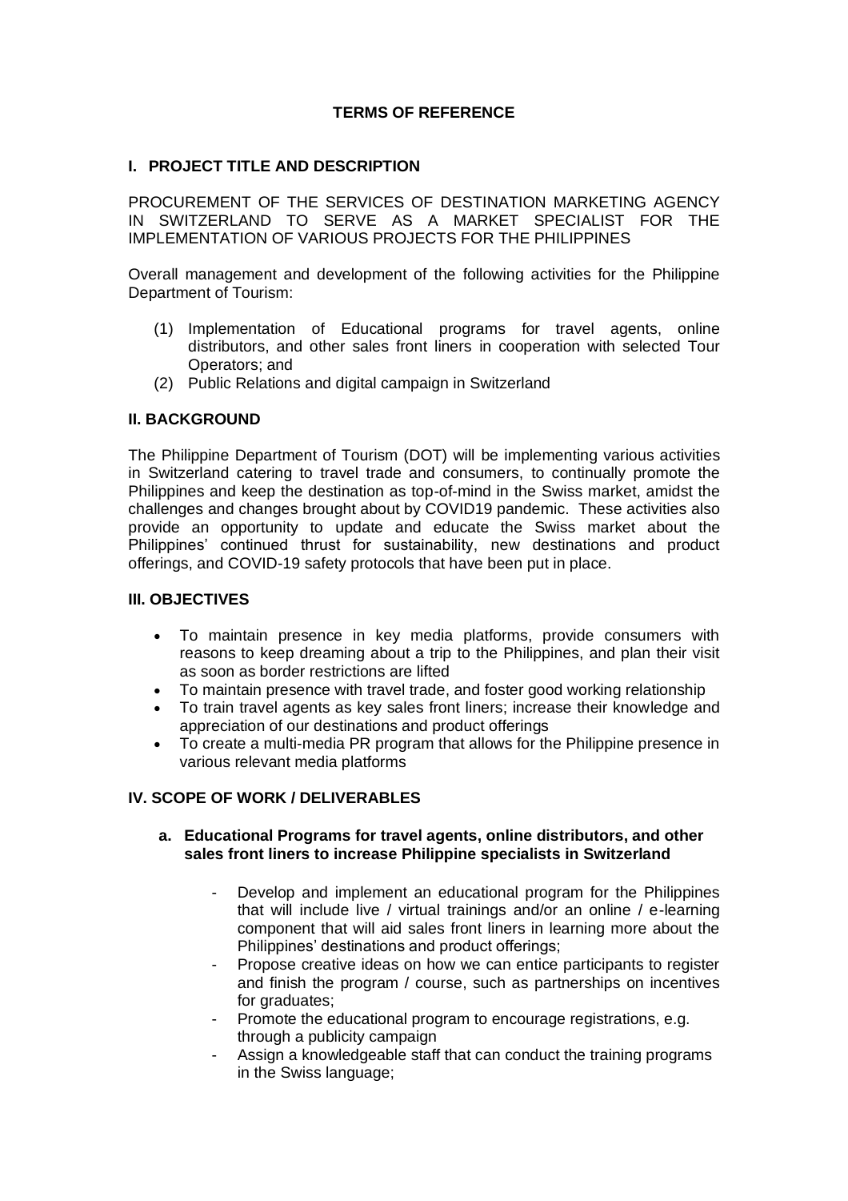# TERMS OF REFERENCE

## I. PROJECT TITLE AND DESCRIPTION

PROCUREMENT OF THE SERVICES OF DESTINATION MARKETING AGENCY IN SWITZERLAND TO SERVE AS A MARKET SPECIALIST FOR THE IMPLEMENTATION OF VARIOUS PROJECTS FOR THE PHILIPPINES

Overall management and development of the following activities for the Philippine Department of Tourism:

(1) Implementation of Educational programs for travel agents, online distributors, and other sales front liners in cooperation with selected Tour Operators; and
(2) Public Relations and digital campaign in Switzerland

## II. BACKGROUND

The Philippine Department of Tourism (DOT) will be implementing various activities in Switzerland catering to travel trade and consumers, to continually promote the Philippines and keep the destination as top-of-mind in the Swiss market, amidst the challenges and changes brought about by COVID19 pandemic. These activities also provide an opportunity to update and educate the Swiss market about the Philippines' continued thrust for sustainability, new destinations and product offerings, and COVID-19 safety protocols that have been put in place.

## III. OBJECTIVES

- To maintain presence in key media platforms, provide consumers with reasons to keep dreaming about a trip to the Philippines, and plan their visit as soon as border restrictions are lifted
- To maintain presence with travel trade, and foster good working relationship
- To train travel agents as key sales front liners; increase their knowledge and appreciation of our destinations and product offerings
- To create a multi-media PR program that allows for the Philippine presence in various relevant media platforms

## IV. SCOPE OF WORK / DELIVERABLES

### a. Educational Programs for travel agents, online distributors, and other sales front liners to increase Philippine specialists in Switzerland

- Develop and implement an educational program for the Philippines that will include live / virtual trainings and/or an online / e-learning component that will aid sales front liners in learning more about the Philippines' destinations and product offerings;
- Propose creative ideas on how we can entice participants to register and finish the program / course, such as partnerships on incentives for graduates;
- Promote the educational program to encourage registrations, e.g. through a publicity campaign
- Assign a knowledgeable staff that can conduct the training programs in the Swiss language;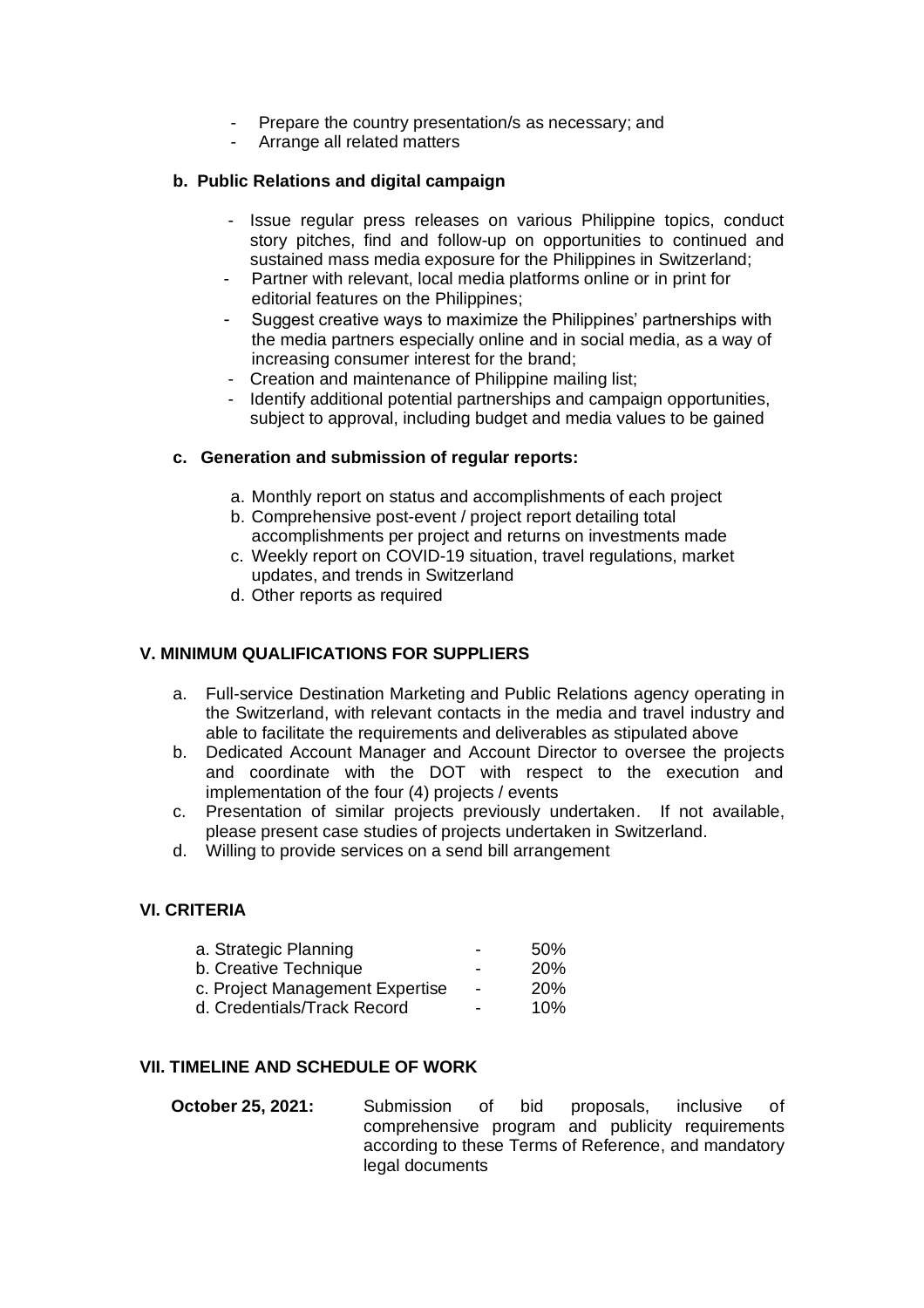- Prepare the country presentation/s as necessary; and
- Arrange all related matters

**b. Public Relations and digital campaign**

- Issue regular press releases on various Philippine topics, conduct story pitches, find and follow-up on opportunities to continued and sustained mass media exposure for the Philippines in Switzerland;
- Partner with relevant, local media platforms online or in print for editorial features on the Philippines;
- Suggest creative ways to maximize the Philippines' partnerships with the media partners especially online and in social media, as a way of increasing consumer interest for the brand;
- Creation and maintenance of Philippine mailing list;
- Identify additional potential partnerships and campaign opportunities, subject to approval, including budget and media values to be gained

**c. Generation and submission of regular reports:**

a. Monthly report on status and accomplishments of each project
b. Comprehensive post-event / project report detailing total accomplishments per project and returns on investments made
c. Weekly report on COVID-19 situation, travel regulations, market updates, and trends in Switzerland
d. Other reports as required

## V. MINIMUM QUALIFICATIONS FOR SUPPLIERS

a. Full-service Destination Marketing and Public Relations agency operating in the Switzerland, with relevant contacts in the media and travel industry and able to facilitate the requirements and deliverables as stipulated above
b. Dedicated Account Manager and Account Director to oversee the projects and coordinate with the DOT with respect to the execution and implementation of the four (4) projects / events
c. Presentation of similar projects previously undertaken. If not available, please present case studies of projects undertaken in Switzerland.
d. Willing to provide services on a send bill arrangement

## VI. CRITERIA

| | | |
|---|---|---|
| a. Strategic Planning | - | 50% |
| b. Creative Technique | - | 20% |
| c. Project Management Expertise | - | 20% |
| d. Credentials/Track Record | - | 10% |

## VII. TIMELINE AND SCHEDULE OF WORK

**October 25, 2021:** Submission of bid proposals, inclusive of comprehensive program and publicity requirements according to these Terms of Reference, and mandatory legal documents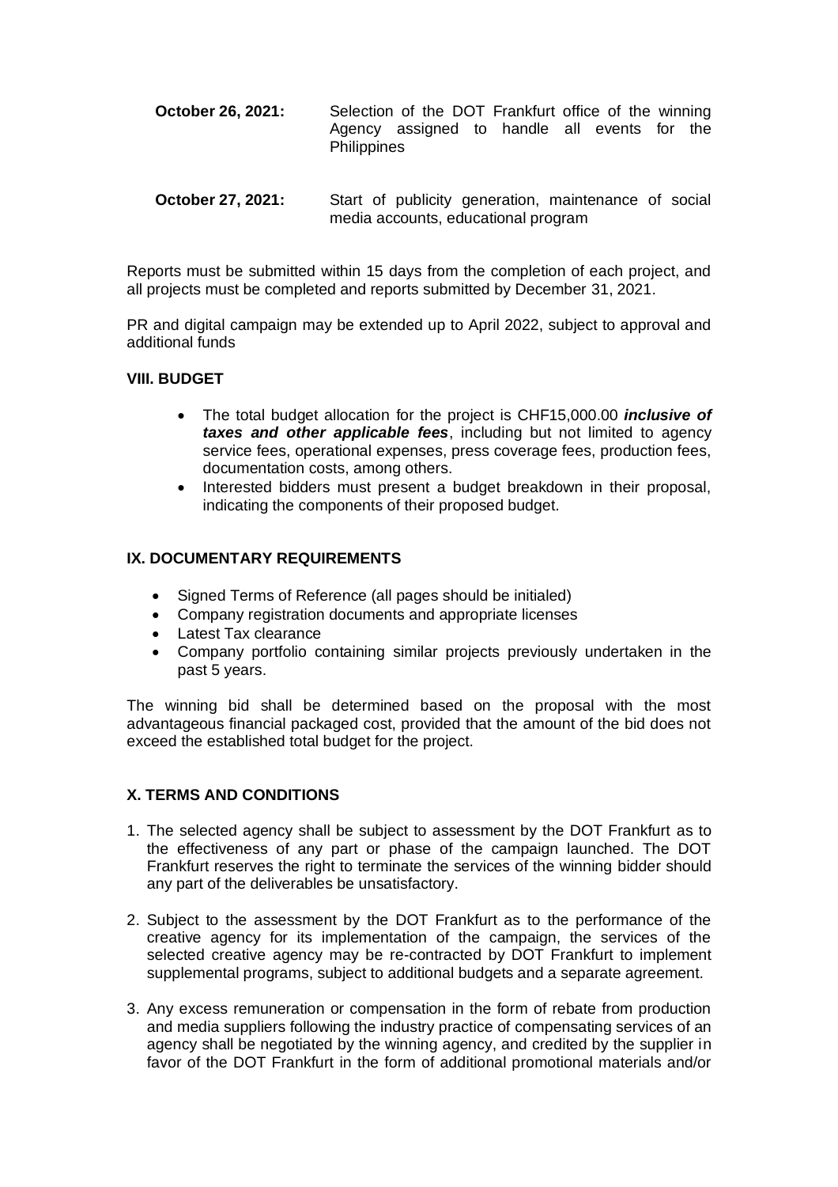**October 26, 2021:** Selection of the DOT Frankfurt office of the winning Agency assigned to handle all events for the Philippines

**October 27, 2021:** Start of publicity generation, maintenance of social media accounts, educational program

Reports must be submitted within 15 days from the completion of each project, and all projects must be completed and reports submitted by December 31, 2021.

PR and digital campaign may be extended up to April 2022, subject to approval and additional funds

### VIII. BUDGET

- The total budget allocation for the project is CHF15,000.00 ***inclusive of taxes and other applicable fees***, including but not limited to agency service fees, operational expenses, press coverage fees, production fees, documentation costs, among others.
- Interested bidders must present a budget breakdown in their proposal, indicating the components of their proposed budget.

### IX. DOCUMENTARY REQUIREMENTS

- Signed Terms of Reference (all pages should be initialed)
- Company registration documents and appropriate licenses
- Latest Tax clearance
- Company portfolio containing similar projects previously undertaken in the past 5 years.

The winning bid shall be determined based on the proposal with the most advantageous financial packaged cost, provided that the amount of the bid does not exceed the established total budget for the project.

### X. TERMS AND CONDITIONS

1. The selected agency shall be subject to assessment by the DOT Frankfurt as to the effectiveness of any part or phase of the campaign launched. The DOT Frankfurt reserves the right to terminate the services of the winning bidder should any part of the deliverables be unsatisfactory.
2. Subject to the assessment by the DOT Frankfurt as to the performance of the creative agency for its implementation of the campaign, the services of the selected creative agency may be re-contracted by DOT Frankfurt to implement supplemental programs, subject to additional budgets and a separate agreement.
3. Any excess remuneration or compensation in the form of rebate from production and media suppliers following the industry practice of compensating services of an agency shall be negotiated by the winning agency, and credited by the supplier in favor of the DOT Frankfurt in the form of additional promotional materials and/or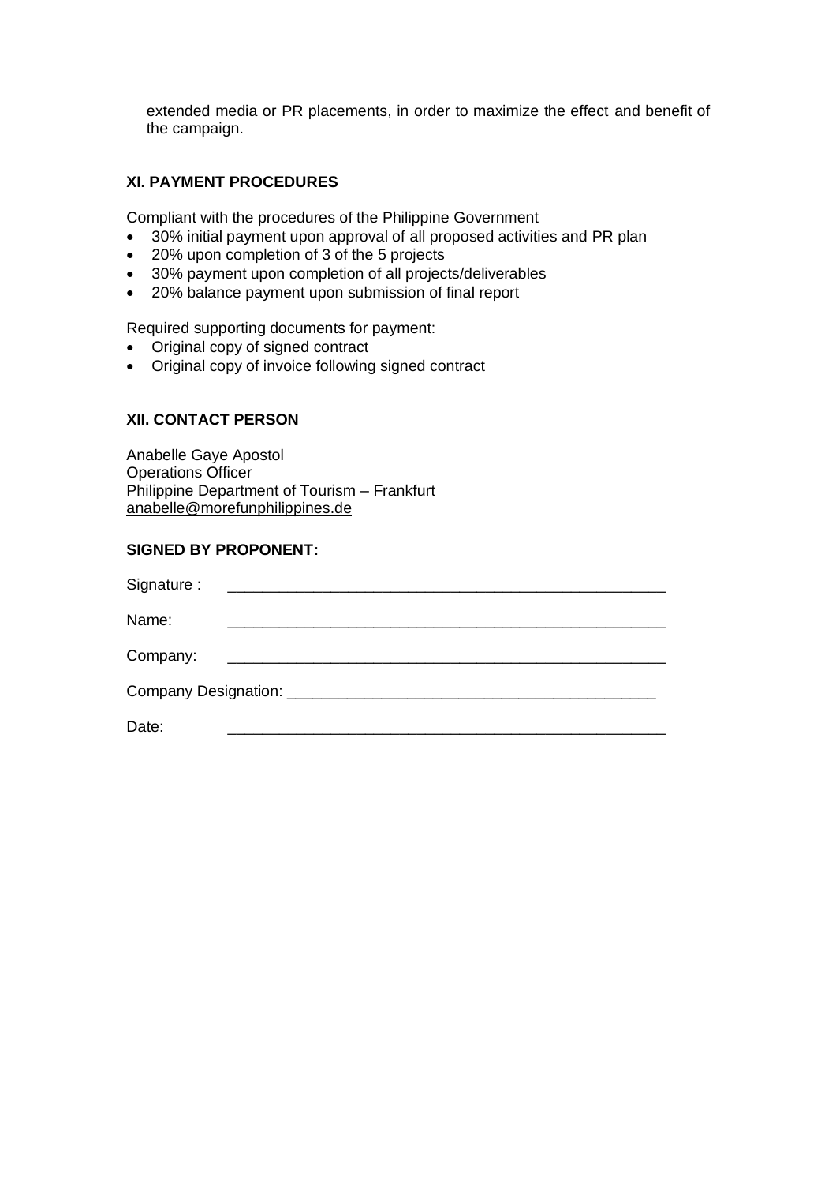extended media or PR placements, in order to maximize the effect and benefit of the campaign.

## XI. PAYMENT PROCEDURES

Compliant with the procedures of the Philippine Government

- 30% initial payment upon approval of all proposed activities and PR plan
- 20% upon completion of 3 of the 5 projects
- 30% payment upon completion of all projects/deliverables
- 20% balance payment upon submission of final report

Required supporting documents for payment:

- Original copy of signed contract
- Original copy of invoice following signed contract

## XII. CONTACT PERSON

Anabelle Gaye Apostol
Operations Officer
Philippine Department of Tourism – Frankfurt
anabelle@morefunphilippines.de

**SIGNED BY PROPONENT:**

Signature : ____________________________________________________

Name: ____________________________________________________

Company: ____________________________________________________

Company Designation: ____________________________________________

Date: ____________________________________________________